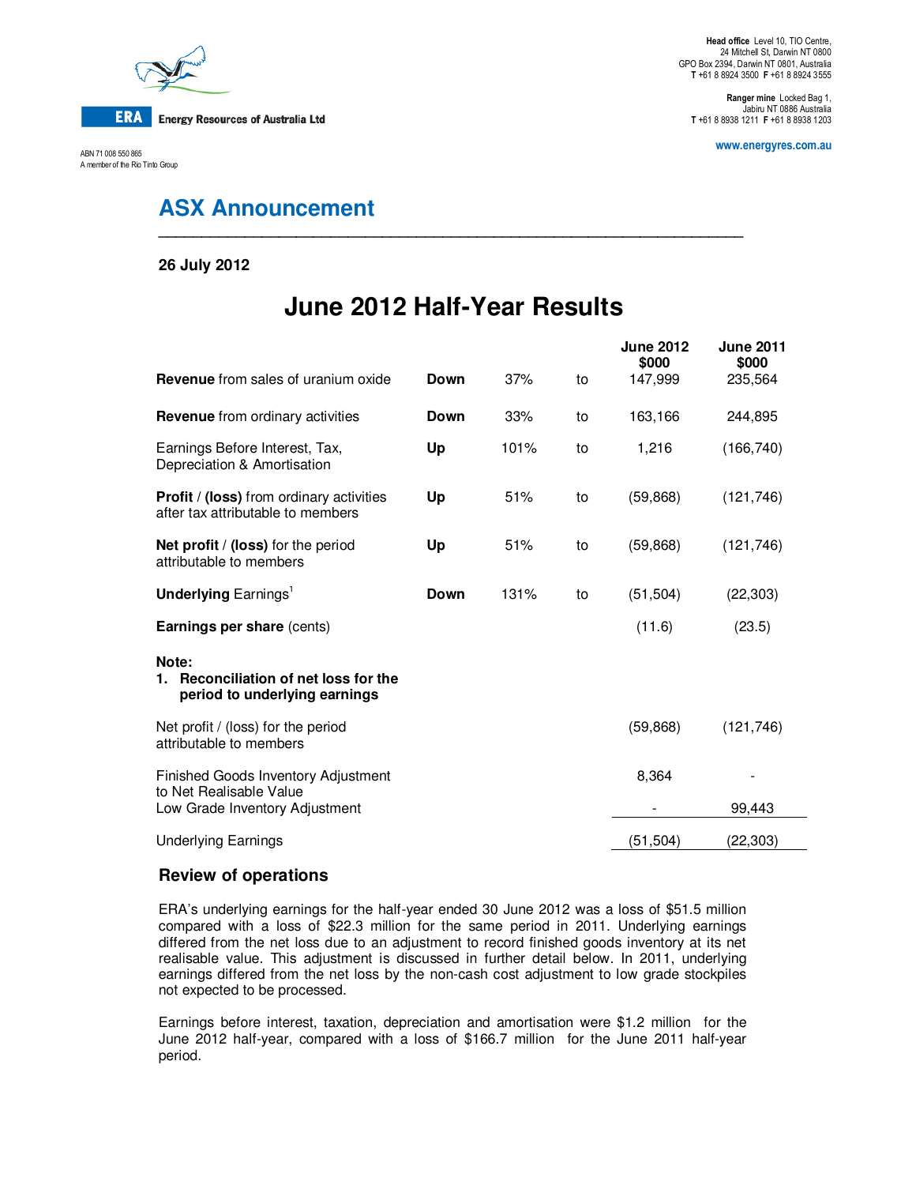**ERA** Energy Resources of Australia Ltd

ABN 71 008 550 865
A member of the Rio Tinto Group

**Head office** Level 10, TIO Centre,
24 Mitchell St, Darwin NT 0800
GPO Box 2394, Darwin NT 0801, Australia
**T** +61 8 8924 3500 **F** +61 8 8924 3555

**Ranger mine** Locked Bag 1,
Jabiru NT 0886 Australia
**T** +61 8 8938 1211 **F** +61 8 8938 1203

**www.energyres.com.au**

# ASX Announcement

**26 July 2012**

## June 2012 Half-Year Results

| | | | | June 2012 $000 | June 2011 $000 |
|---|---|---|---|---|---|
| **Revenue** from sales of uranium oxide | **Down** | 37% | to | 147,999 | 235,564 |
| **Revenue** from ordinary activities | **Down** | 33% | to | 163,166 | 244,895 |
| Earnings Before Interest, Tax, Depreciation & Amortisation | **Up** | 101% | to | 1,216 | (166,740) |
| **Profit** / **(loss)** from ordinary activities after tax attributable to members | **Up** | 51% | to | (59,868) | (121,746) |
| **Net profit** / **(loss)** for the period attributable to members | **Up** | 51% | to | (59,868) | (121,746) |
| **Underlying** Earnings[1] | **Down** | 131% | to | (51,504) | (22,303) |
| **Earnings per share** (cents) | | | | (11.6) | (23.5) |

**Note:**
1. **Reconciliation of net loss for the period to underlying earnings**

| | June 2012 $000 | June 2011 $000 |
|---|---|---|
| Net profit / (loss) for the period attributable to members | (59,868) | (121,746) |
| Finished Goods Inventory Adjustment to Net Realisable Value | 8,364 | - |
| Low Grade Inventory Adjustment | - | 99,443 |
| Underlying Earnings | (51,504) | (22,303) |

### Review of operations

ERA's underlying earnings for the half-year ended 30 June 2012 was a loss of $51.5 million compared with a loss of $22.3 million for the same period in 2011. Underlying earnings differed from the net loss due to an adjustment to record finished goods inventory at its net realisable value. This adjustment is discussed in further detail below. In 2011, underlying earnings differed from the net loss by the non-cash cost adjustment to low grade stockpiles not expected to be processed.

Earnings before interest, taxation, depreciation and amortisation were $1.2 million for the June 2012 half-year, compared with a loss of $166.7 million for the June 2011 half-year period.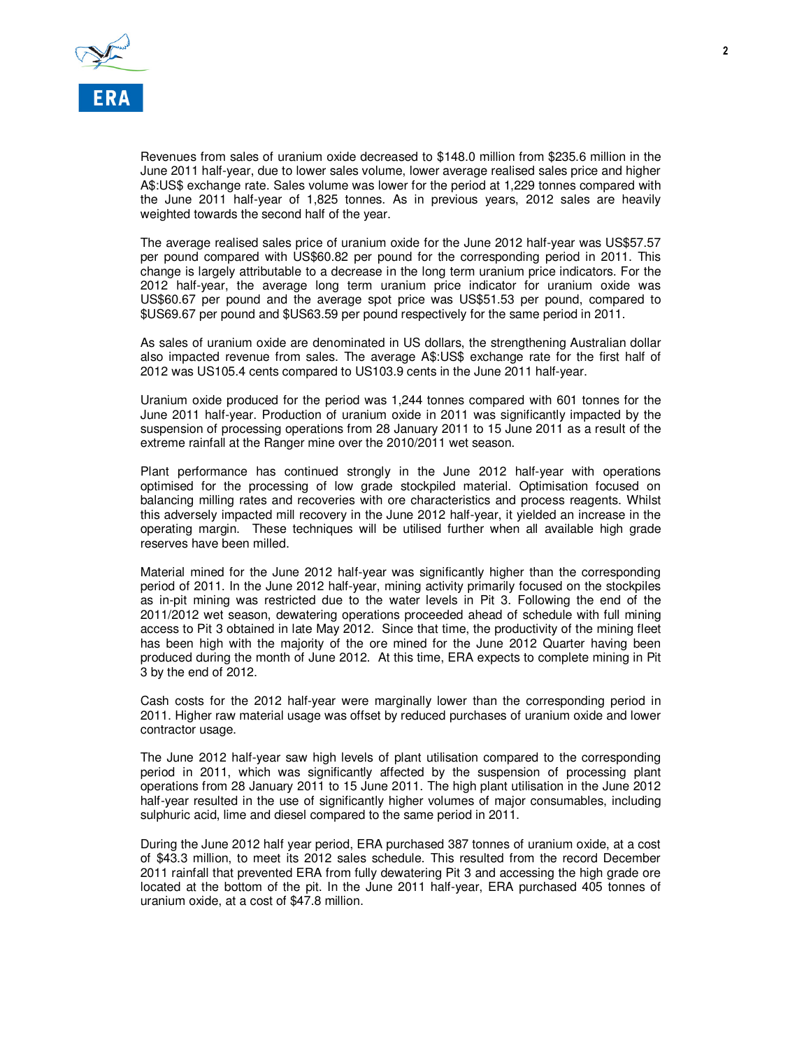Revenues from sales of uranium oxide decreased to $148.0 million from $235.6 million in the June 2011 half-year, due to lower sales volume, lower average realised sales price and higher A$:US$ exchange rate. Sales volume was lower for the period at 1,229 tonnes compared with the June 2011 half-year of 1,825 tonnes. As in previous years, 2012 sales are heavily weighted towards the second half of the year.

The average realised sales price of uranium oxide for the June 2012 half-year was US$57.57 per pound compared with US$60.82 per pound for the corresponding period in 2011. This change is largely attributable to a decrease in the long term uranium price indicators. For the 2012 half-year, the average long term uranium price indicator for uranium oxide was US$60.67 per pound and the average spot price was US$51.53 per pound, compared to $US69.67 per pound and $US63.59 per pound respectively for the same period in 2011.

As sales of uranium oxide are denominated in US dollars, the strengthening Australian dollar also impacted revenue from sales. The average A$:US$ exchange rate for the first half of 2012 was US105.4 cents compared to US103.9 cents in the June 2011 half-year.

Uranium oxide produced for the period was 1,244 tonnes compared with 601 tonnes for the June 2011 half-year. Production of uranium oxide in 2011 was significantly impacted by the suspension of processing operations from 28 January 2011 to 15 June 2011 as a result of the extreme rainfall at the Ranger mine over the 2010/2011 wet season.

Plant performance has continued strongly in the June 2012 half-year with operations optimised for the processing of low grade stockpiled material. Optimisation focused on balancing milling rates and recoveries with ore characteristics and process reagents. Whilst this adversely impacted mill recovery in the June 2012 half-year, it yielded an increase in the operating margin. These techniques will be utilised further when all available high grade reserves have been milled.

Material mined for the June 2012 half-year was significantly higher than the corresponding period of 2011. In the June 2012 half-year, mining activity primarily focused on the stockpiles as in-pit mining was restricted due to the water levels in Pit 3. Following the end of the 2011/2012 wet season, dewatering operations proceeded ahead of schedule with full mining access to Pit 3 obtained in late May 2012. Since that time, the productivity of the mining fleet has been high with the majority of the ore mined for the June 2012 Quarter having been produced during the month of June 2012. At this time, ERA expects to complete mining in Pit 3 by the end of 2012.

Cash costs for the 2012 half-year were marginally lower than the corresponding period in 2011. Higher raw material usage was offset by reduced purchases of uranium oxide and lower contractor usage.

The June 2012 half-year saw high levels of plant utilisation compared to the corresponding period in 2011, which was significantly affected by the suspension of processing plant operations from 28 January 2011 to 15 June 2011. The high plant utilisation in the June 2012 half-year resulted in the use of significantly higher volumes of major consumables, including sulphuric acid, lime and diesel compared to the same period in 2011.

During the June 2012 half year period, ERA purchased 387 tonnes of uranium oxide, at a cost of $43.3 million, to meet its 2012 sales schedule. This resulted from the record December 2011 rainfall that prevented ERA from fully dewatering Pit 3 and accessing the high grade ore located at the bottom of the pit. In the June 2011 half-year, ERA purchased 405 tonnes of uranium oxide, at a cost of $47.8 million.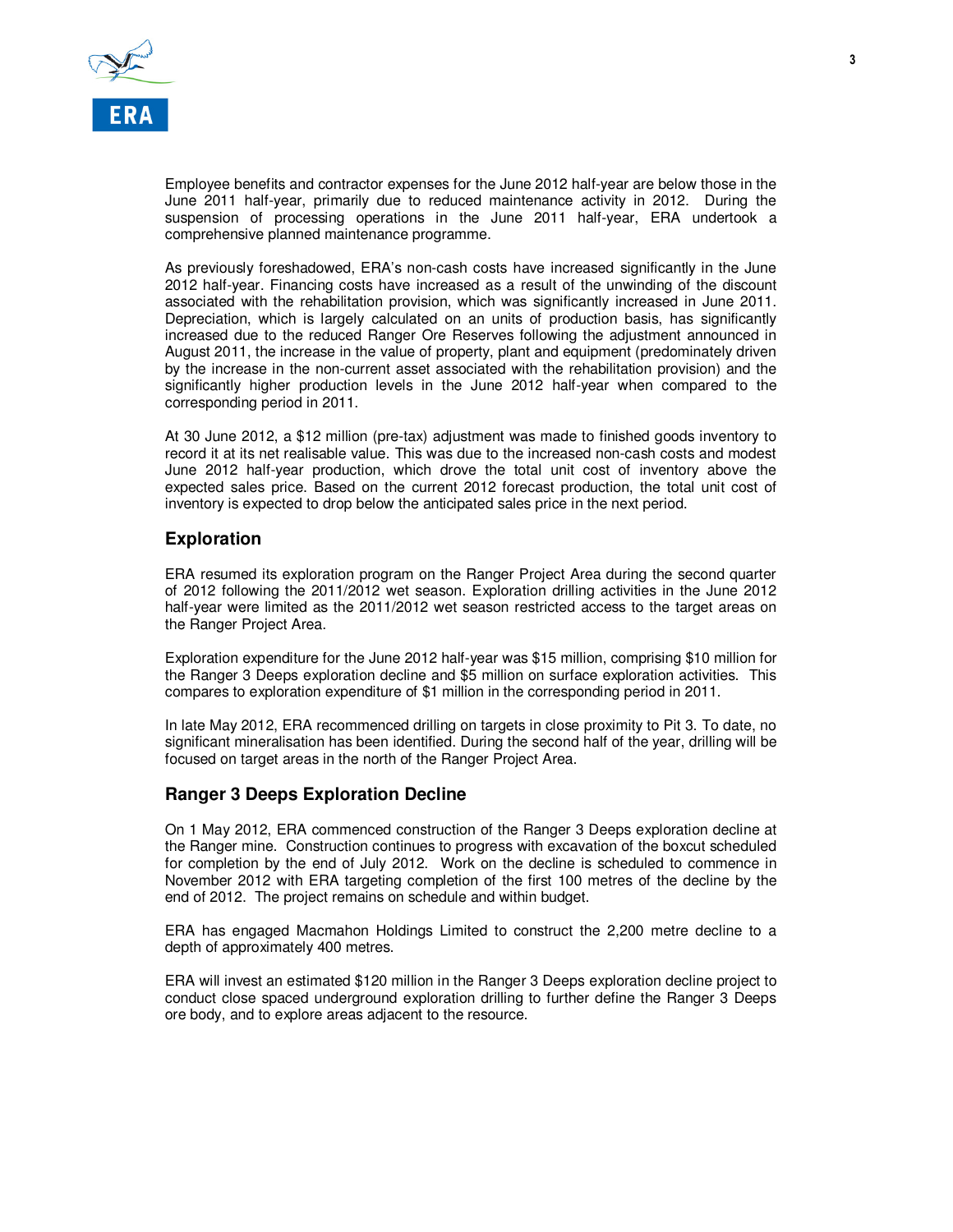Employee benefits and contractor expenses for the June 2012 half-year are below those in the June 2011 half-year, primarily due to reduced maintenance activity in 2012. During the suspension of processing operations in the June 2011 half-year, ERA undertook a comprehensive planned maintenance programme.

As previously foreshadowed, ERA's non-cash costs have increased significantly in the June 2012 half-year. Financing costs have increased as a result of the unwinding of the discount associated with the rehabilitation provision, which was significantly increased in June 2011. Depreciation, which is largely calculated on an units of production basis, has significantly increased due to the reduced Ranger Ore Reserves following the adjustment announced in August 2011, the increase in the value of property, plant and equipment (predominately driven by the increase in the non-current asset associated with the rehabilitation provision) and the significantly higher production levels in the June 2012 half-year when compared to the corresponding period in 2011.

At 30 June 2012, a $12 million (pre-tax) adjustment was made to finished goods inventory to record it at its net realisable value. This was due to the increased non-cash costs and modest June 2012 half-year production, which drove the total unit cost of inventory above the expected sales price. Based on the current 2012 forecast production, the total unit cost of inventory is expected to drop below the anticipated sales price in the next period.

## Exploration

ERA resumed its exploration program on the Ranger Project Area during the second quarter of 2012 following the 2011/2012 wet season. Exploration drilling activities in the June 2012 half-year were limited as the 2011/2012 wet season restricted access to the target areas on the Ranger Project Area.

Exploration expenditure for the June 2012 half-year was $15 million, comprising $10 million for the Ranger 3 Deeps exploration decline and $5 million on surface exploration activities. This compares to exploration expenditure of $1 million in the corresponding period in 2011.

In late May 2012, ERA recommenced drilling on targets in close proximity to Pit 3. To date, no significant mineralisation has been identified. During the second half of the year, drilling will be focused on target areas in the north of the Ranger Project Area.

## Ranger 3 Deeps Exploration Decline

On 1 May 2012, ERA commenced construction of the Ranger 3 Deeps exploration decline at the Ranger mine. Construction continues to progress with excavation of the boxcut scheduled for completion by the end of July 2012. Work on the decline is scheduled to commence in November 2012 with ERA targeting completion of the first 100 metres of the decline by the end of 2012. The project remains on schedule and within budget.

ERA has engaged Macmahon Holdings Limited to construct the 2,200 metre decline to a depth of approximately 400 metres.

ERA will invest an estimated $120 million in the Ranger 3 Deeps exploration decline project to conduct close spaced underground exploration drilling to further define the Ranger 3 Deeps ore body, and to explore areas adjacent to the resource.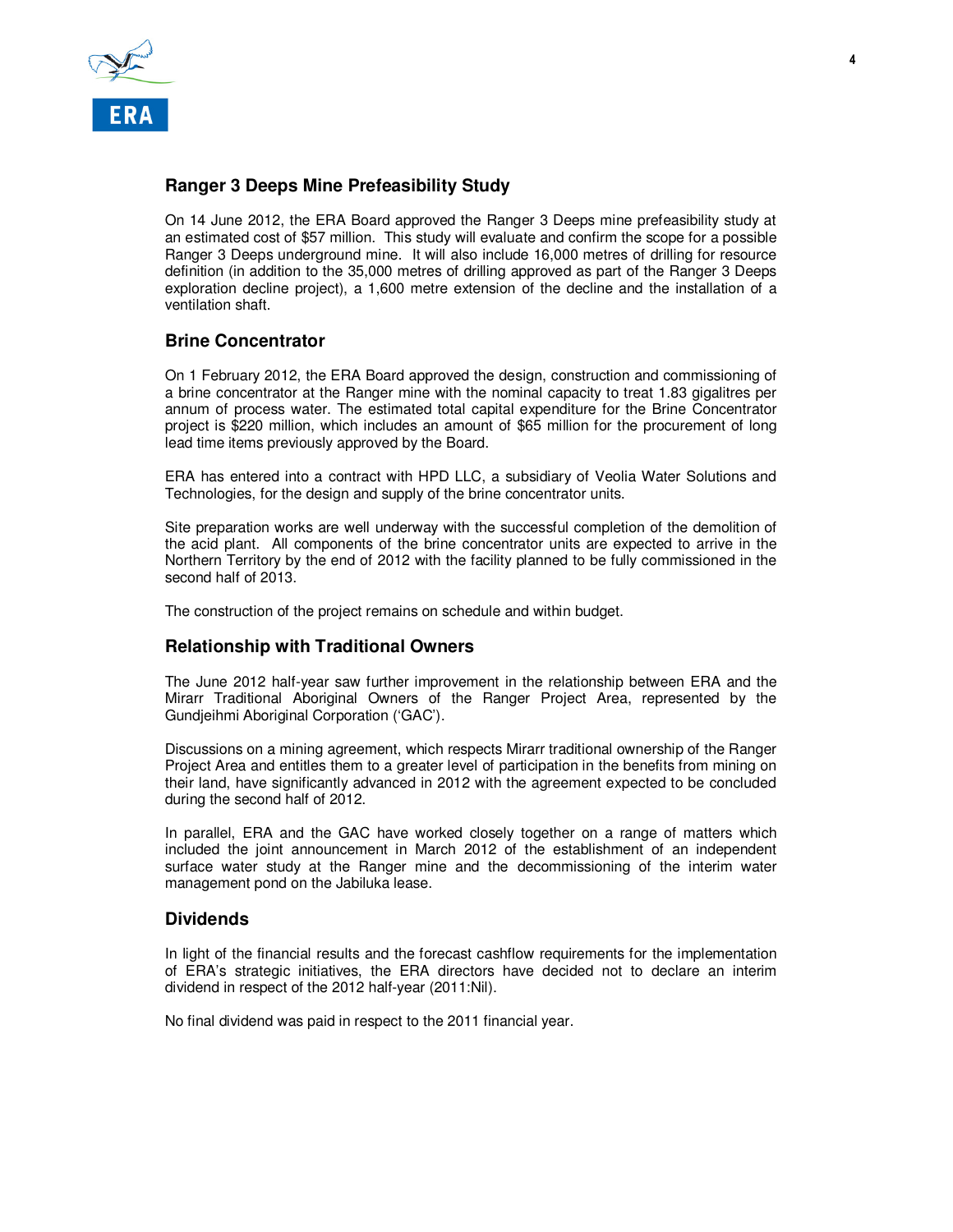## Ranger 3 Deeps Mine Prefeasibility Study

On 14 June 2012, the ERA Board approved the Ranger 3 Deeps mine prefeasibility study at an estimated cost of $57 million. This study will evaluate and confirm the scope for a possible Ranger 3 Deeps underground mine. It will also include 16,000 metres of drilling for resource definition (in addition to the 35,000 metres of drilling approved as part of the Ranger 3 Deeps exploration decline project), a 1,600 metre extension of the decline and the installation of a ventilation shaft.

## Brine Concentrator

On 1 February 2012, the ERA Board approved the design, construction and commissioning of a brine concentrator at the Ranger mine with the nominal capacity to treat 1.83 gigalitres per annum of process water. The estimated total capital expenditure for the Brine Concentrator project is $220 million, which includes an amount of $65 million for the procurement of long lead time items previously approved by the Board.

ERA has entered into a contract with HPD LLC, a subsidiary of Veolia Water Solutions and Technologies, for the design and supply of the brine concentrator units.

Site preparation works are well underway with the successful completion of the demolition of the acid plant. All components of the brine concentrator units are expected to arrive in the Northern Territory by the end of 2012 with the facility planned to be fully commissioned in the second half of 2013.

The construction of the project remains on schedule and within budget.

## Relationship with Traditional Owners

The June 2012 half-year saw further improvement in the relationship between ERA and the Mirarr Traditional Aboriginal Owners of the Ranger Project Area, represented by the Gundjeihmi Aboriginal Corporation ('GAC').

Discussions on a mining agreement, which respects Mirarr traditional ownership of the Ranger Project Area and entitles them to a greater level of participation in the benefits from mining on their land, have significantly advanced in 2012 with the agreement expected to be concluded during the second half of 2012.

In parallel, ERA and the GAC have worked closely together on a range of matters which included the joint announcement in March 2012 of the establishment of an independent surface water study at the Ranger mine and the decommissioning of the interim water management pond on the Jabiluka lease.

## Dividends

In light of the financial results and the forecast cashflow requirements for the implementation of ERA's strategic initiatives, the ERA directors have decided not to declare an interim dividend in respect of the 2012 half-year (2011:Nil).

No final dividend was paid in respect to the 2011 financial year.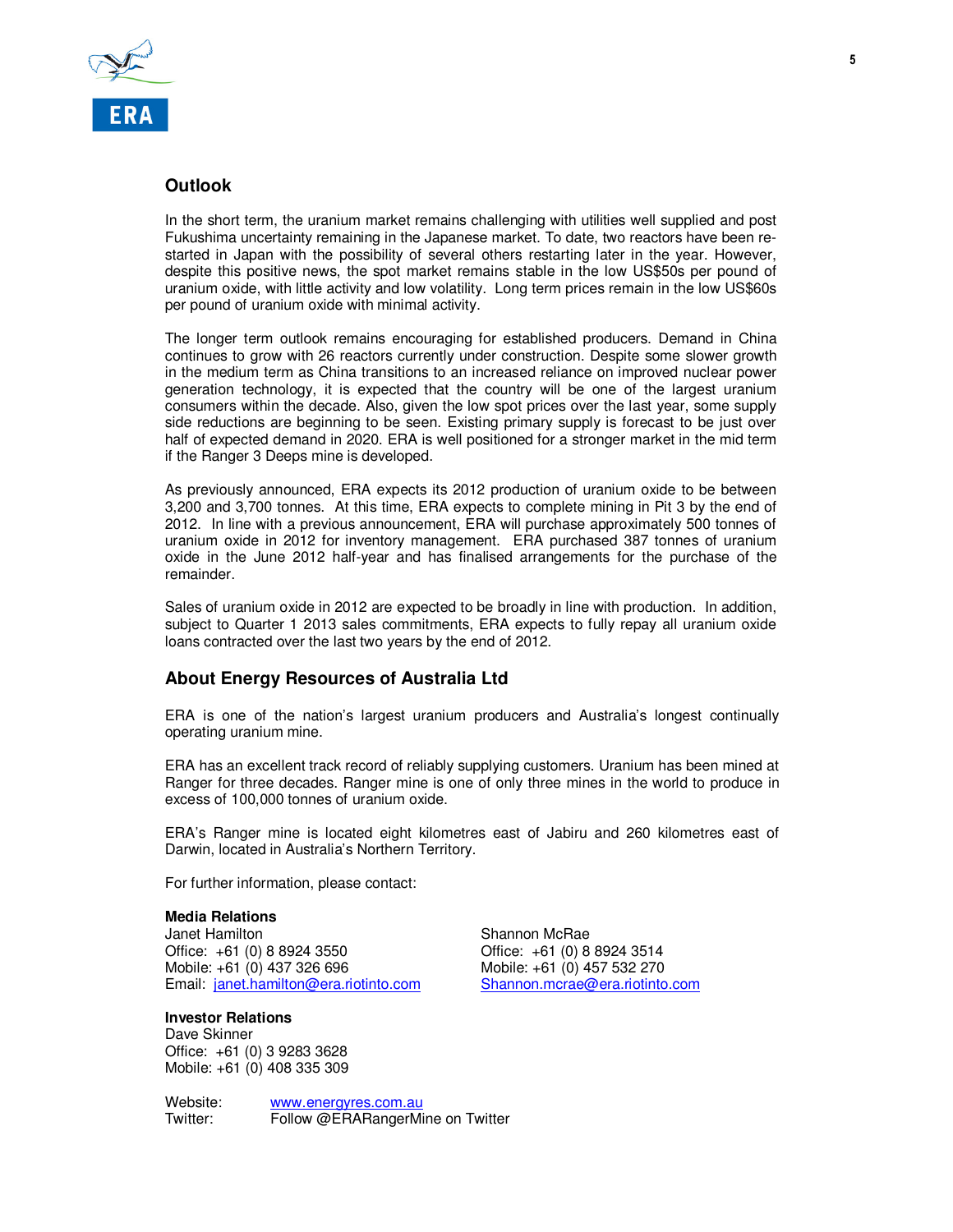## Outlook

In the short term, the uranium market remains challenging with utilities well supplied and post Fukushima uncertainty remaining in the Japanese market. To date, two reactors have been re-started in Japan with the possibility of several others restarting later in the year. However, despite this positive news, the spot market remains stable in the low US$50s per pound of uranium oxide, with little activity and low volatility. Long term prices remain in the low US$60s per pound of uranium oxide with minimal activity.

The longer term outlook remains encouraging for established producers. Demand in China continues to grow with 26 reactors currently under construction. Despite some slower growth in the medium term as China transitions to an increased reliance on improved nuclear power generation technology, it is expected that the country will be one of the largest uranium consumers within the decade. Also, given the low spot prices over the last year, some supply side reductions are beginning to be seen. Existing primary supply is forecast to be just over half of expected demand in 2020. ERA is well positioned for a stronger market in the mid term if the Ranger 3 Deeps mine is developed.

As previously announced, ERA expects its 2012 production of uranium oxide to be between 3,200 and 3,700 tonnes. At this time, ERA expects to complete mining in Pit 3 by the end of 2012. In line with a previous announcement, ERA will purchase approximately 500 tonnes of uranium oxide in 2012 for inventory management. ERA purchased 387 tonnes of uranium oxide in the June 2012 half-year and has finalised arrangements for the purchase of the remainder.

Sales of uranium oxide in 2012 are expected to be broadly in line with production. In addition, subject to Quarter 1 2013 sales commitments, ERA expects to fully repay all uranium oxide loans contracted over the last two years by the end of 2012.

## About Energy Resources of Australia Ltd

ERA is one of the nation's largest uranium producers and Australia's longest continually operating uranium mine.

ERA has an excellent track record of reliably supplying customers. Uranium has been mined at Ranger for three decades. Ranger mine is one of only three mines in the world to produce in excess of 100,000 tonnes of uranium oxide.

ERA's Ranger mine is located eight kilometres east of Jabiru and 260 kilometres east of Darwin, located in Australia's Northern Territory.

For further information, please contact:

**Media Relations**

Janet Hamilton
Office: +61 (0) 8 8924 3550
Mobile: +61 (0) 437 326 696
Email: janet.hamilton@era.riotinto.com

Shannon McRae
Office: +61 (0) 8 8924 3514
Mobile: +61 (0) 457 532 270
Shannon.mcrae@era.riotinto.com

**Investor Relations**

Dave Skinner
Office: +61 (0) 3 9283 3628
Mobile: +61 (0) 408 335 309

Website: www.energyres.com.au
Twitter: Follow @ERARangerMine on Twitter